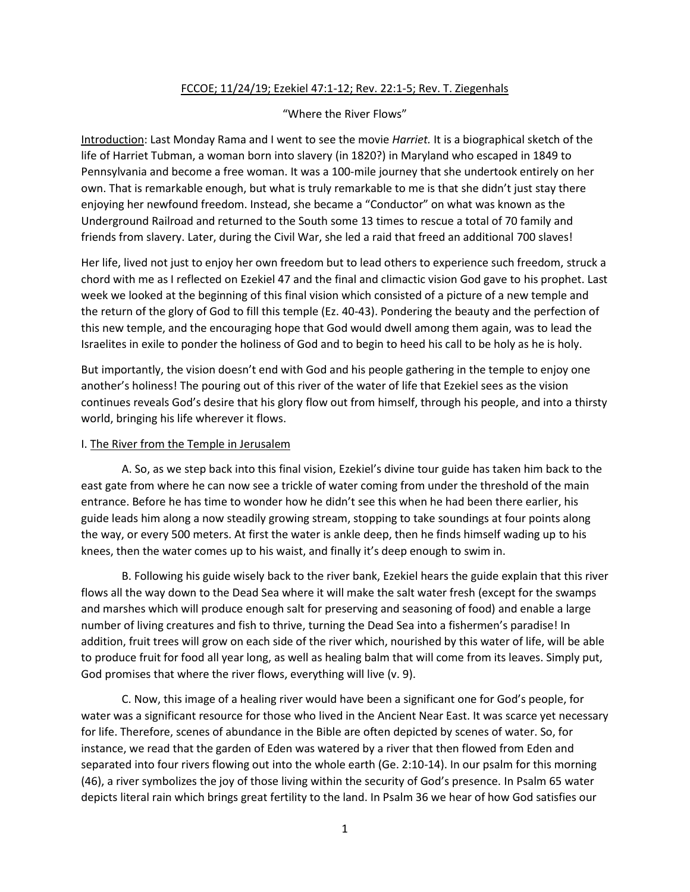<u>FCCOE; 11/24/19; Ezekiel 47:1-12; Rev. 22:1-5; Rev. T. Ziegenhals</u>

"Where the River Flows"

<u>Introduction</u>: Last Monday Rama and I went to see the movie *Harriet.* It is a biographical sketch of the life of Harriet Tubman, a woman born into slavery (in 1820?) in Maryland who escaped in 1849 to Pennsylvania and become a free woman. It was a 100-mile journey that she undertook entirely on her own. That is remarkable enough, but what is truly remarkable to me is that she didn't just stay there enjoying her newfound freedom. Instead, she became a "Conductor" on what was known as the Underground Railroad and returned to the South some 13 times to rescue a total of 70 family and friends from slavery. Later, during the Civil War, she led a raid that freed an additional 700 slaves!

Her life, lived not just to enjoy her own freedom but to lead others to experience such freedom, struck a chord with me as I reflected on Ezekiel 47 and the final and climactic vision God gave to his prophet. Last week we looked at the beginning of this final vision which consisted of a picture of a new temple and the return of the glory of God to fill this temple (Ez. 40-43). Pondering the beauty and the perfection of this new temple, and the encouraging hope that God would dwell among them again, was to lead the Israelites in exile to ponder the holiness of God and to begin to heed his call to be holy as he is holy.

But importantly, the vision doesn't end with God and his people gathering in the temple to enjoy one another's holiness! The pouring out of this river of the water of life that Ezekiel sees as the vision continues reveals God's desire that his glory flow out from himself, through his people, and into a thirsty world, bringing his life wherever it flows.

<u>I. The River from the Temple in Jerusalem</u>

A. So, as we step back into this final vision, Ezekiel's divine tour guide has taken him back to the east gate from where he can now see a trickle of water coming from under the threshold of the main entrance. Before he has time to wonder how he didn't see this when he had been there earlier, his guide leads him along a now steadily growing stream, stopping to take soundings at four points along the way, or every 500 meters. At first the water is ankle deep, then he finds himself wading up to his knees, then the water comes up to his waist, and finally it's deep enough to swim in.

B. Following his guide wisely back to the river bank, Ezekiel hears the guide explain that this river flows all the way down to the Dead Sea where it will make the salt water fresh (except for the swamps and marshes which will produce enough salt for preserving and seasoning of food) and enable a large number of living creatures and fish to thrive, turning the Dead Sea into a fishermen's paradise! In addition, fruit trees will grow on each side of the river which, nourished by this water of life, will be able to produce fruit for food all year long, as well as healing balm that will come from its leaves. Simply put, God promises that where the river flows, everything will live (v. 9).

C. Now, this image of a healing river would have been a significant one for God's people, for water was a significant resource for those who lived in the Ancient Near East. It was scarce yet necessary for life. Therefore, scenes of abundance in the Bible are often depicted by scenes of water. So, for instance, we read that the garden of Eden was watered by a river that then flowed from Eden and separated into four rivers flowing out into the whole earth (Ge. 2:10-14). In our psalm for this morning (46), a river symbolizes the joy of those living within the security of God's presence. In Psalm 65 water depicts literal rain which brings great fertility to the land. In Psalm 36 we hear of how God satisfies our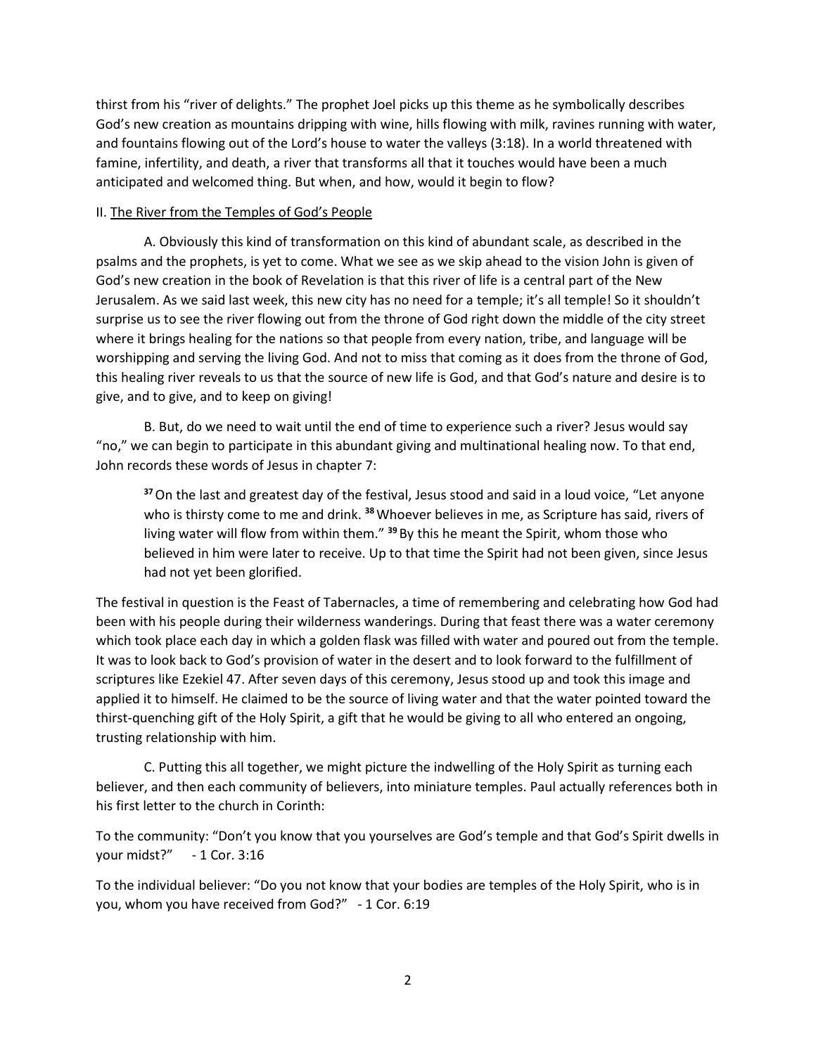thirst from his "river of delights." The prophet Joel picks up this theme as he symbolically describes God's new creation as mountains dripping with wine, hills flowing with milk, ravines running with water, and fountains flowing out of the Lord's house to water the valleys (3:18). In a world threatened with famine, infertility, and death, a river that transforms all that it touches would have been a much anticipated and welcomed thing. But when, and how, would it begin to flow?

II. <u>The River from the Temples of God's People</u>

A. Obviously this kind of transformation on this kind of abundant scale, as described in the psalms and the prophets, is yet to come. What we see as we skip ahead to the vision John is given of God's new creation in the book of Revelation is that this river of life is a central part of the New Jerusalem. As we said last week, this new city has no need for a temple; it's all temple! So it shouldn't surprise us to see the river flowing out from the throne of God right down the middle of the city street where it brings healing for the nations so that people from every nation, tribe, and language will be worshipping and serving the living God. And not to miss that coming as it does from the throne of God, this healing river reveals to us that the source of new life is God, and that God's nature and desire is to give, and to give, and to keep on giving!

B. But, do we need to wait until the end of time to experience such a river? Jesus would say "no," we can begin to participate in this abundant giving and multinational healing now. To that end, John records these words of Jesus in chapter 7:

> **37** On the last and greatest day of the festival, Jesus stood and said in a loud voice, "Let anyone who is thirsty come to me and drink. **38** Whoever believes in me, as Scripture has said, rivers of living water will flow from within them." **39** By this he meant the Spirit, whom those who believed in him were later to receive. Up to that time the Spirit had not been given, since Jesus had not yet been glorified.

The festival in question is the Feast of Tabernacles, a time of remembering and celebrating how God had been with his people during their wilderness wanderings. During that feast there was a water ceremony which took place each day in which a golden flask was filled with water and poured out from the temple. It was to look back to God's provision of water in the desert and to look forward to the fulfillment of scriptures like Ezekiel 47. After seven days of this ceremony, Jesus stood up and took this image and applied it to himself. He claimed to be the source of living water and that the water pointed toward the thirst-quenching gift of the Holy Spirit, a gift that he would be giving to all who entered an ongoing, trusting relationship with him.

C. Putting this all together, we might picture the indwelling of the Holy Spirit as turning each believer, and then each community of believers, into miniature temples. Paul actually references both in his first letter to the church in Corinth:

To the community: "Don't you know that you yourselves are God's temple and that God's Spirit dwells in your midst?" - 1 Cor. 3:16

To the individual believer: "Do you not know that your bodies are temples of the Holy Spirit, who is in you, whom you have received from God?" - 1 Cor. 6:19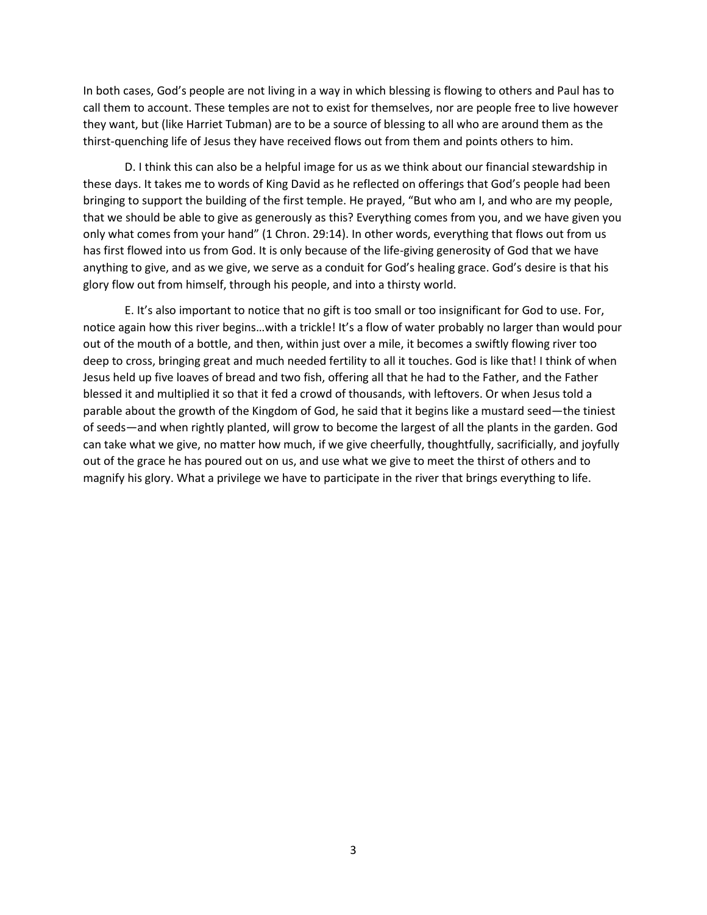In both cases, God's people are not living in a way in which blessing is flowing to others and Paul has to call them to account. These temples are not to exist for themselves, nor are people free to live however they want, but (like Harriet Tubman) are to be a source of blessing to all who are around them as the thirst-quenching life of Jesus they have received flows out from them and points others to him.

D. I think this can also be a helpful image for us as we think about our financial stewardship in these days. It takes me to words of King David as he reflected on offerings that God's people had been bringing to support the building of the first temple. He prayed, "But who am I, and who are my people, that we should be able to give as generously as this? Everything comes from you, and we have given you only what comes from your hand" (1 Chron. 29:14). In other words, everything that flows out from us has first flowed into us from God. It is only because of the life-giving generosity of God that we have anything to give, and as we give, we serve as a conduit for God's healing grace. God's desire is that his glory flow out from himself, through his people, and into a thirsty world.

E. It's also important to notice that no gift is too small or too insignificant for God to use. For, notice again how this river begins…with a trickle! It's a flow of water probably no larger than would pour out of the mouth of a bottle, and then, within just over a mile, it becomes a swiftly flowing river too deep to cross, bringing great and much needed fertility to all it touches. God is like that! I think of when Jesus held up five loaves of bread and two fish, offering all that he had to the Father, and the Father blessed it and multiplied it so that it fed a crowd of thousands, with leftovers. Or when Jesus told a parable about the growth of the Kingdom of God, he said that it begins like a mustard seed—the tiniest of seeds—and when rightly planted, will grow to become the largest of all the plants in the garden. God can take what we give, no matter how much, if we give cheerfully, thoughtfully, sacrificially, and joyfully out of the grace he has poured out on us, and use what we give to meet the thirst of others and to magnify his glory. What a privilege we have to participate in the river that brings everything to life.